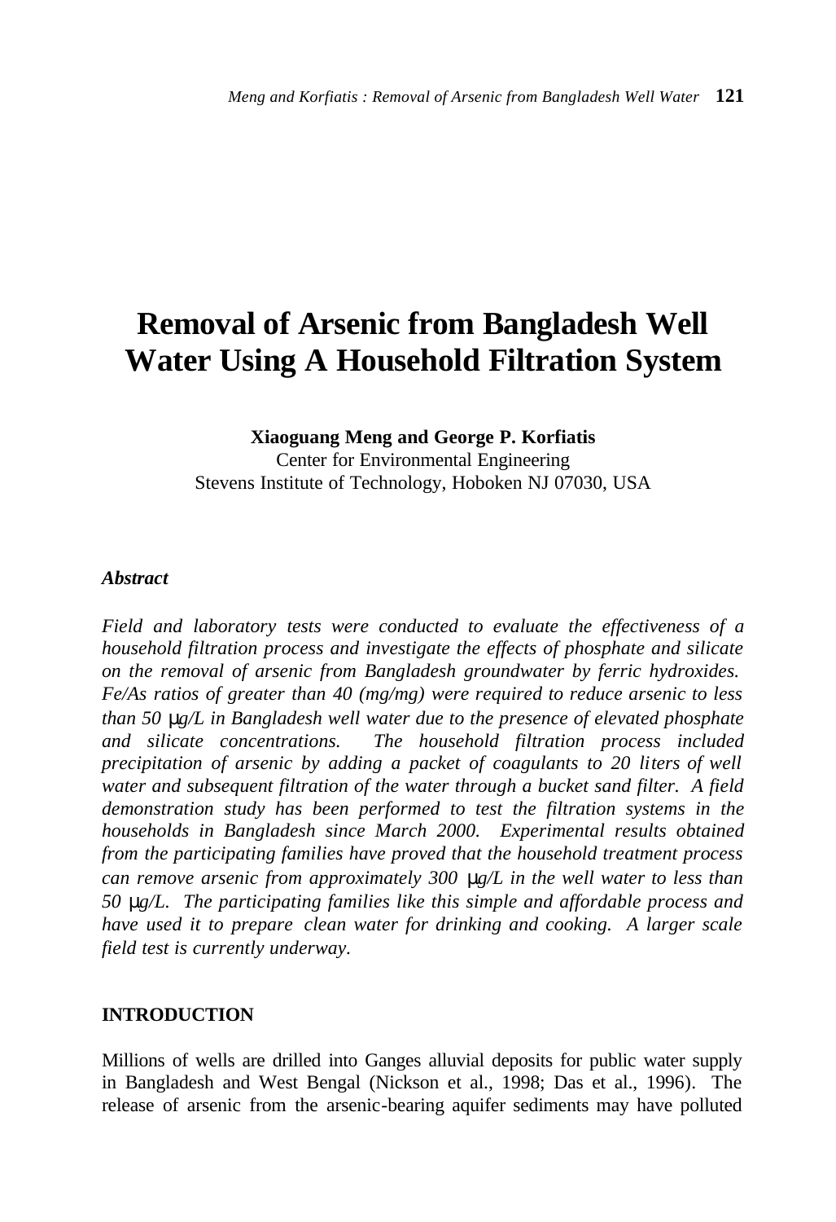# Removal of Arsenic from Bangladesh Well Water Using A Household Filtration System

**Xiaoguang Meng and George P. Korfiatis**
Center for Environmental Engineering
Stevens Institute of Technology, Hoboken NJ 07030, USA

***Abstract***

*Field and laboratory tests were conducted to evaluate the effectiveness of a household filtration process and investigate the effects of phosphate and silicate on the removal of arsenic from Bangladesh groundwater by ferric hydroxides. Fe/As ratios of greater than 40 (mg/mg) were required to reduce arsenic to less than 50 μg/L in Bangladesh well water due to the presence of elevated phosphate and silicate concentrations. The household filtration process included precipitation of arsenic by adding a packet of coagulants to 20 liters of well water and subsequent filtration of the water through a bucket sand filter. A field demonstration study has been performed to test the filtration systems in the households in Bangladesh since March 2000. Experimental results obtained from the participating families have proved that the household treatment process can remove arsenic from approximately 300 μg/L in the well water to less than 50 μg/L. The participating families like this simple and affordable process and have used it to prepare clean water for drinking and cooking. A larger scale field test is currently underway.*

## INTRODUCTION

Millions of wells are drilled into Ganges alluvial deposits for public water supply in Bangladesh and West Bengal (Nickson et al., 1998; Das et al., 1996). The release of arsenic from the arsenic-bearing aquifer sediments may have polluted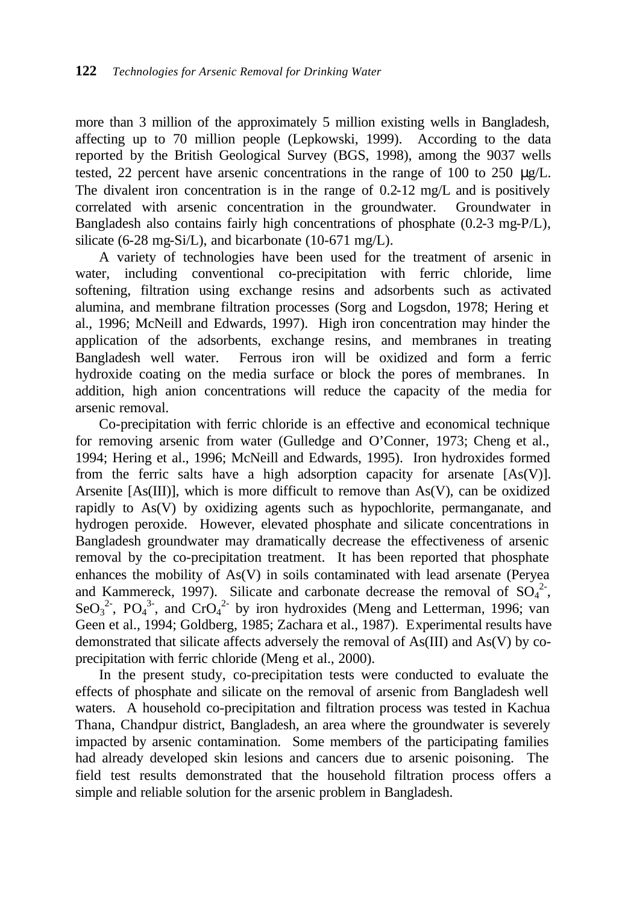more than 3 million of the approximately 5 million existing wells in Bangladesh, affecting up to 70 million people (Lepkowski, 1999). According to the data reported by the British Geological Survey (BGS, 1998), among the 9037 wells tested, 22 percent have arsenic concentrations in the range of 100 to 250 μg/L. The divalent iron concentration is in the range of 0.2-12 mg/L and is positively correlated with arsenic concentration in the groundwater. Groundwater in Bangladesh also contains fairly high concentrations of phosphate (0.2-3 mg-P/L), silicate (6-28 mg-Si/L), and bicarbonate (10-671 mg/L).

A variety of technologies have been used for the treatment of arsenic in water, including conventional co-precipitation with ferric chloride, lime softening, filtration using exchange resins and adsorbents such as activated alumina, and membrane filtration processes (Sorg and Logsdon, 1978; Hering et al., 1996; McNeill and Edwards, 1997). High iron concentration may hinder the application of the adsorbents, exchange resins, and membranes in treating Bangladesh well water. Ferrous iron will be oxidized and form a ferric hydroxide coating on the media surface or block the pores of membranes. In addition, high anion concentrations will reduce the capacity of the media for arsenic removal.

Co-precipitation with ferric chloride is an effective and economical technique for removing arsenic from water (Gulledge and O'Conner, 1973; Cheng et al., 1994; Hering et al., 1996; McNeill and Edwards, 1995). Iron hydroxides formed from the ferric salts have a high adsorption capacity for arsenate [As(V)]. Arsenite [As(III)], which is more difficult to remove than As(V), can be oxidized rapidly to As(V) by oxidizing agents such as hypochlorite, permanganate, and hydrogen peroxide. However, elevated phosphate and silicate concentrations in Bangladesh groundwater may dramatically decrease the effectiveness of arsenic removal by the co-precipitation treatment. It has been reported that phosphate enhances the mobility of As(V) in soils contaminated with lead arsenate (Peryea and Kammereck, 1997). Silicate and carbonate decrease the removal of $SO_4^{2-}$, $SeO_3^{2-}$, $PO_4^{3-}$, and $CrO_4^{2-}$ by iron hydroxides (Meng and Letterman, 1996; van Geen et al., 1994; Goldberg, 1985; Zachara et al., 1987). Experimental results have demonstrated that silicate affects adversely the removal of As(III) and As(V) by co-precipitation with ferric chloride (Meng et al., 2000).

In the present study, co-precipitation tests were conducted to evaluate the effects of phosphate and silicate on the removal of arsenic from Bangladesh well waters. A household co-precipitation and filtration process was tested in Kachua Thana, Chandpur district, Bangladesh, an area where the groundwater is severely impacted by arsenic contamination. Some members of the participating families had already developed skin lesions and cancers due to arsenic poisoning. The field test results demonstrated that the household filtration process offers a simple and reliable solution for the arsenic problem in Bangladesh.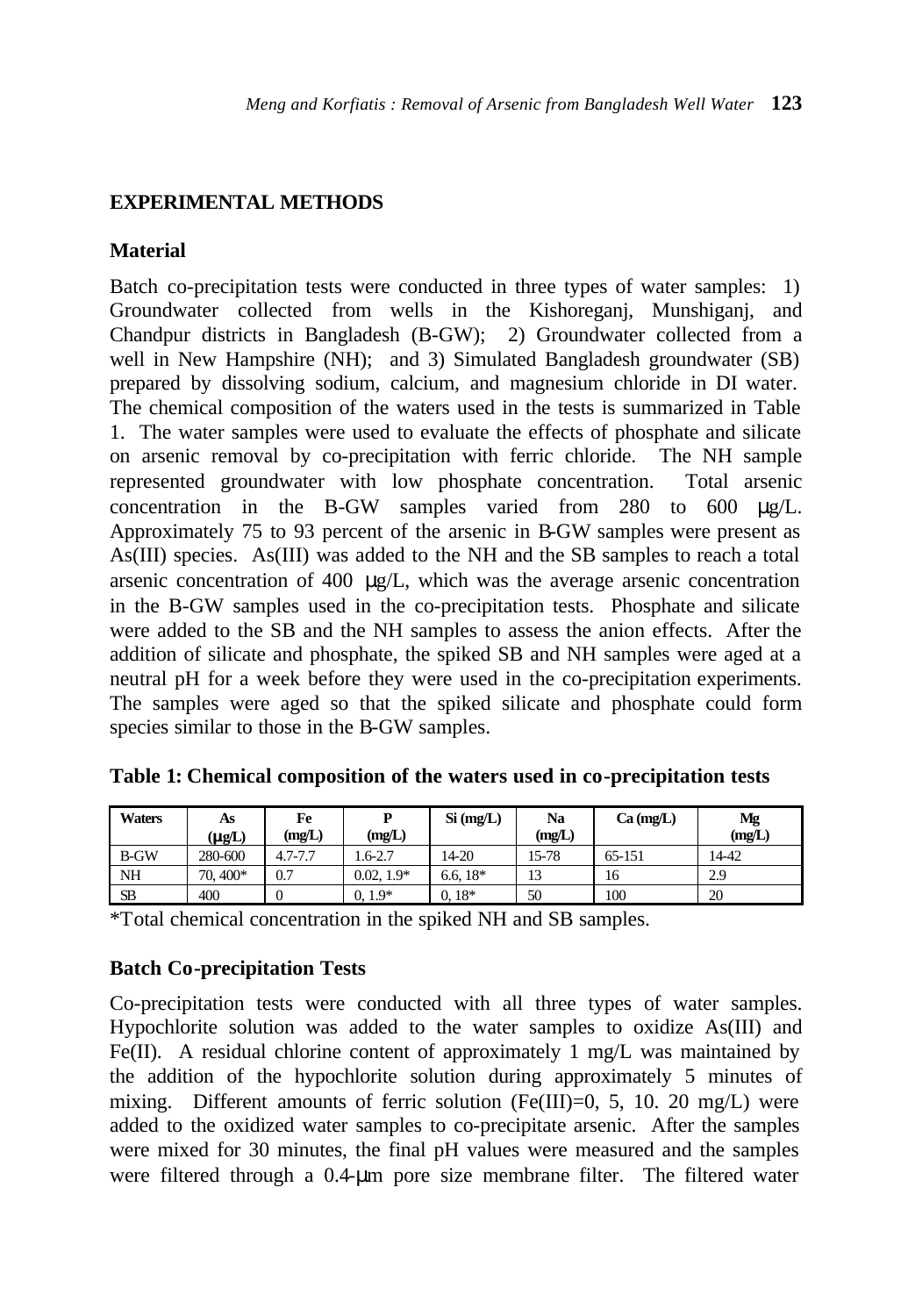## EXPERIMENTAL METHODS

### Material

Batch co-precipitation tests were conducted in three types of water samples: 1) Groundwater collected from wells in the Kishoreganj, Munshiganj, and Chandpur districts in Bangladesh (B-GW); 2) Groundwater collected from a well in New Hampshire (NH); and 3) Simulated Bangladesh groundwater (SB) prepared by dissolving sodium, calcium, and magnesium chloride in DI water. The chemical composition of the waters used in the tests is summarized in Table 1. The water samples were used to evaluate the effects of phosphate and silicate on arsenic removal by co-precipitation with ferric chloride. The NH sample represented groundwater with low phosphate concentration. Total arsenic concentration in the B-GW samples varied from 280 to 600 μg/L. Approximately 75 to 93 percent of the arsenic in B-GW samples were present as As(III) species. As(III) was added to the NH and the SB samples to reach a total arsenic concentration of 400 μg/L, which was the average arsenic concentration in the B-GW samples used in the co-precipitation tests. Phosphate and silicate were added to the SB and the NH samples to assess the anion effects. After the addition of silicate and phosphate, the spiked SB and NH samples were aged at a neutral pH for a week before they were used in the co-precipitation experiments. The samples were aged so that the spiked silicate and phosphate could form species similar to those in the B-GW samples.

**Table 1: Chemical composition of the waters used in co-precipitation tests**

| Waters | As (μg/L) | Fe (mg/L) | P (mg/L) | Si (mg/L) | Na (mg/L) | Ca (mg/L) | Mg (mg/L) |
|---|---|---|---|---|---|---|---|
| B-GW | 280-600 | 4.7-7.7 | 1.6-2.7 | 14-20 | 15-78 | 65-151 | 14-42 |
| NH | 70, 400* | 0.7 | 0.02, 1.9* | 6.6, 18* | 13 | 16 | 2.9 |
| SB | 400 | 0 | 0, 1.9* | 0, 18* | 50 | 100 | 20 |

*Total chemical concentration in the spiked NH and SB samples.

### Batch Co-precipitation Tests

Co-precipitation tests were conducted with all three types of water samples. Hypochlorite solution was added to the water samples to oxidize As(III) and Fe(II). A residual chlorine content of approximately 1 mg/L was maintained by the addition of the hypochlorite solution during approximately 5 minutes of mixing. Different amounts of ferric solution (Fe(III)=0, 5, 10. 20 mg/L) were added to the oxidized water samples to co-precipitate arsenic. After the samples were mixed for 30 minutes, the final pH values were measured and the samples were filtered through a 0.4-μm pore size membrane filter. The filtered water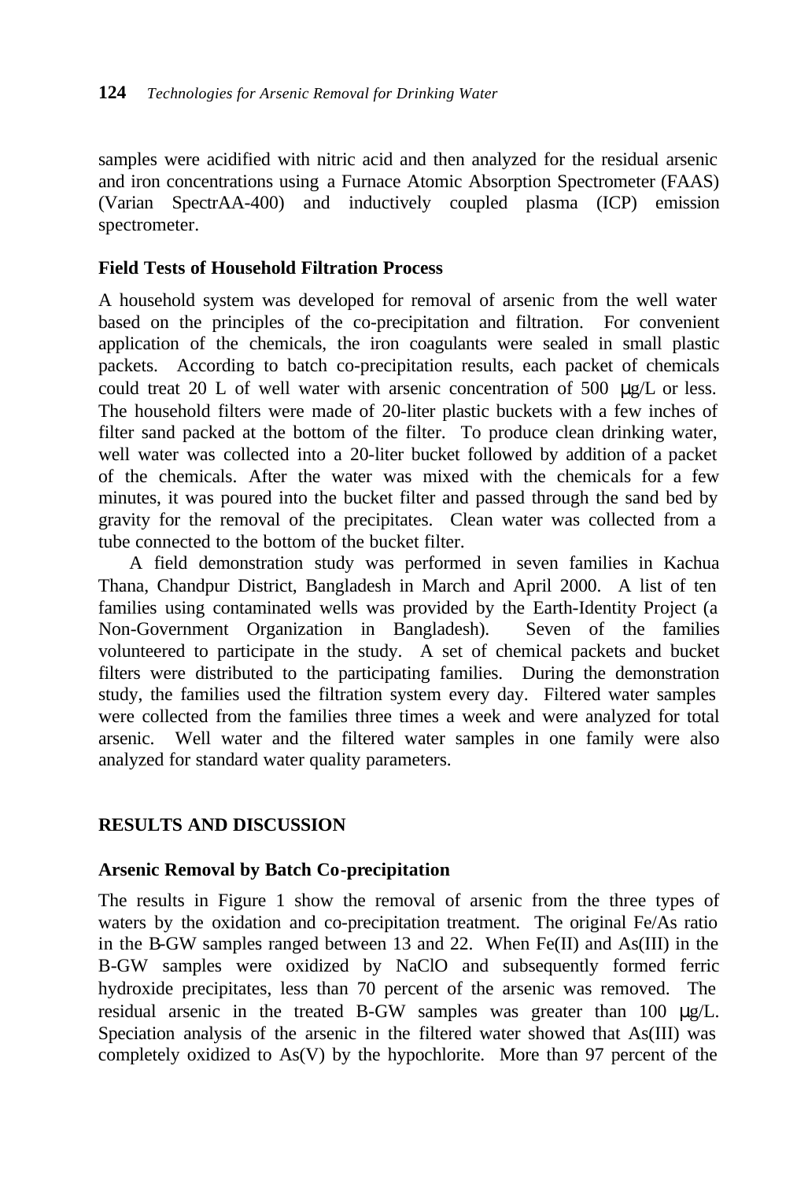samples were acidified with nitric acid and then analyzed for the residual arsenic and iron concentrations using a Furnace Atomic Absorption Spectrometer (FAAS) (Varian SpectrAA-400) and inductively coupled plasma (ICP) emission spectrometer.

### Field Tests of Household Filtration Process

A household system was developed for removal of arsenic from the well water based on the principles of the co-precipitation and filtration. For convenient application of the chemicals, the iron coagulants were sealed in small plastic packets. According to batch co-precipitation results, each packet of chemicals could treat 20 L of well water with arsenic concentration of 500 μg/L or less. The household filters were made of 20-liter plastic buckets with a few inches of filter sand packed at the bottom of the filter. To produce clean drinking water, well water was collected into a 20-liter bucket followed by addition of a packet of the chemicals. After the water was mixed with the chemicals for a few minutes, it was poured into the bucket filter and passed through the sand bed by gravity for the removal of the precipitates. Clean water was collected from a tube connected to the bottom of the bucket filter.

A field demonstration study was performed in seven families in Kachua Thana, Chandpur District, Bangladesh in March and April 2000. A list of ten families using contaminated wells was provided by the Earth-Identity Project (a Non-Government Organization in Bangladesh). Seven of the families volunteered to participate in the study. A set of chemical packets and bucket filters were distributed to the participating families. During the demonstration study, the families used the filtration system every day. Filtered water samples were collected from the families three times a week and were analyzed for total arsenic. Well water and the filtered water samples in one family were also analyzed for standard water quality parameters.

## RESULTS AND DISCUSSION

### Arsenic Removal by Batch Co-precipitation

The results in Figure 1 show the removal of arsenic from the three types of waters by the oxidation and co-precipitation treatment. The original Fe/As ratio in the B-GW samples ranged between 13 and 22. When Fe(II) and As(III) in the B-GW samples were oxidized by NaClO and subsequently formed ferric hydroxide precipitates, less than 70 percent of the arsenic was removed. The residual arsenic in the treated B-GW samples was greater than 100 μg/L. Speciation analysis of the arsenic in the filtered water showed that As(III) was completely oxidized to As(V) by the hypochlorite. More than 97 percent of the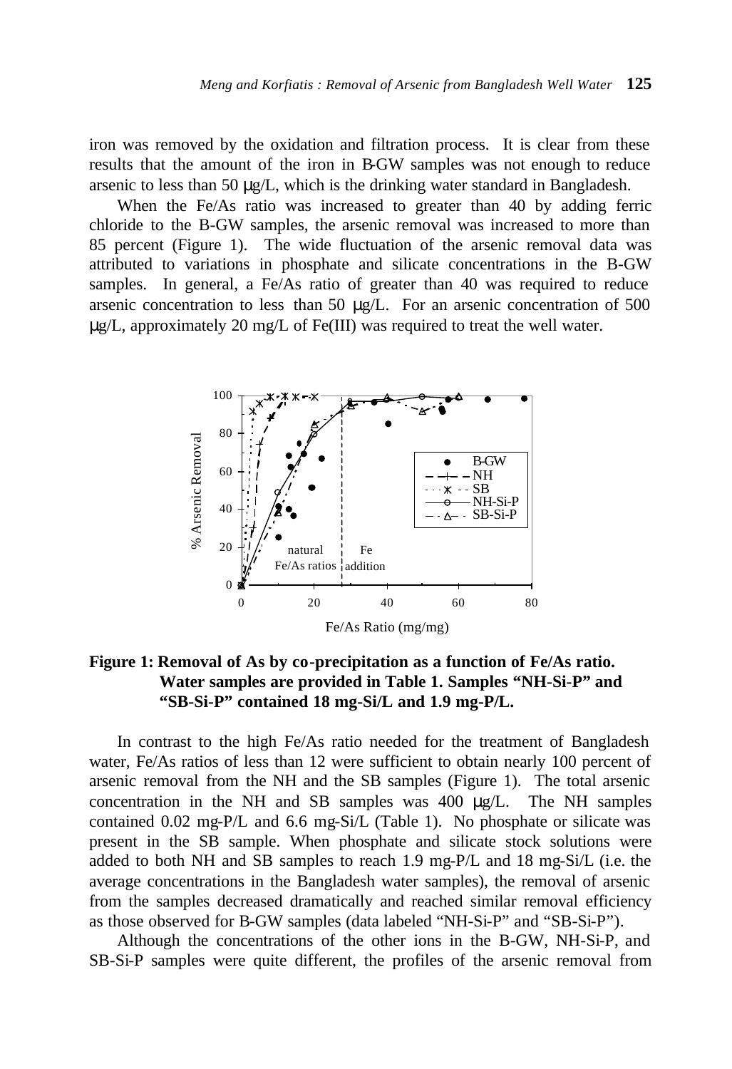iron was removed by the oxidation and filtration process. It is clear from these results that the amount of the iron in B-GW samples was not enough to reduce arsenic to less than 50 μg/L, which is the drinking water standard in Bangladesh.

When the Fe/As ratio was increased to greater than 40 by adding ferric chloride to the B-GW samples, the arsenic removal was increased to more than 85 percent (Figure 1). The wide fluctuation of the arsenic removal data was attributed to variations in phosphate and silicate concentrations in the B-GW samples. In general, a Fe/As ratio of greater than 40 was required to reduce arsenic concentration to less than 50 μg/L. For an arsenic concentration of 500 μg/L, approximately 20 mg/L of Fe(III) was required to treat the well water.

**Figure 1: Removal of As by co-precipitation as a function of Fe/As ratio. Water samples are provided in Table 1. Samples "NH-Si-P" and "SB-Si-P" contained 18 mg-Si/L and 1.9 mg-P/L.**

In contrast to the high Fe/As ratio needed for the treatment of Bangladesh water, Fe/As ratios of less than 12 were sufficient to obtain nearly 100 percent of arsenic removal from the NH and the SB samples (Figure 1). The total arsenic concentration in the NH and SB samples was 400 μg/L. The NH samples contained 0.02 mg-P/L and 6.6 mg-Si/L (Table 1). No phosphate or silicate was present in the SB sample. When phosphate and silicate stock solutions were added to both NH and SB samples to reach 1.9 mg-P/L and 18 mg-Si/L (i.e. the average concentrations in the Bangladesh water samples), the removal of arsenic from the samples decreased dramatically and reached similar removal efficiency as those observed for B-GW samples (data labeled "NH-Si-P" and "SB-Si-P").

Although the concentrations of the other ions in the B-GW, NH-Si-P, and SB-Si-P samples were quite different, the profiles of the arsenic removal from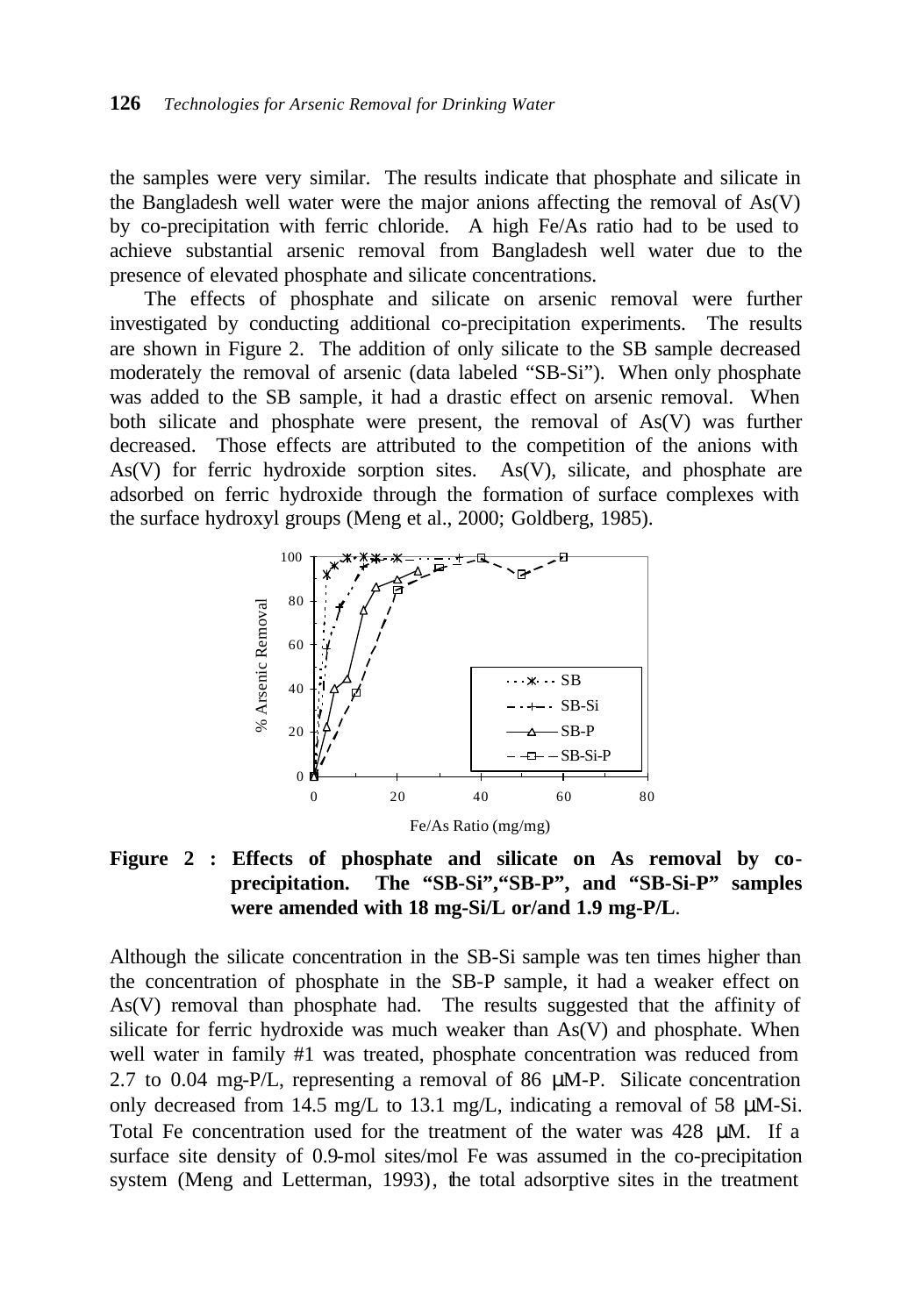the samples were very similar. The results indicate that phosphate and silicate in the Bangladesh well water were the major anions affecting the removal of As(V) by co-precipitation with ferric chloride. A high Fe/As ratio had to be used to achieve substantial arsenic removal from Bangladesh well water due to the presence of elevated phosphate and silicate concentrations.

The effects of phosphate and silicate on arsenic removal were further investigated by conducting additional co-precipitation experiments. The results are shown in Figure 2. The addition of only silicate to the SB sample decreased moderately the removal of arsenic (data labeled "SB-Si"). When only phosphate was added to the SB sample, it had a drastic effect on arsenic removal. When both silicate and phosphate were present, the removal of As(V) was further decreased. Those effects are attributed to the competition of the anions with As(V) for ferric hydroxide sorption sites. As(V), silicate, and phosphate are adsorbed on ferric hydroxide through the formation of surface complexes with the surface hydroxyl groups (Meng et al., 2000; Goldberg, 1985).

**Figure 2 : Effects of phosphate and silicate on As removal by co-precipitation. The "SB-Si","SB-P", and "SB-Si-P" samples were amended with 18 mg-Si/L or/and 1.9 mg-P/L.**

Although the silicate concentration in the SB-Si sample was ten times higher than the concentration of phosphate in the SB-P sample, it had a weaker effect on As(V) removal than phosphate had. The results suggested that the affinity of silicate for ferric hydroxide was much weaker than As(V) and phosphate. When well water in family #1 was treated, phosphate concentration was reduced from 2.7 to 0.04 mg-P/L, representing a removal of 86 μM-P. Silicate concentration only decreased from 14.5 mg/L to 13.1 mg/L, indicating a removal of 58 μM-Si. Total Fe concentration used for the treatment of the water was 428 μM. If a surface site density of 0.9-mol sites/mol Fe was assumed in the co-precipitation system (Meng and Letterman, 1993), the total adsorptive sites in the treatment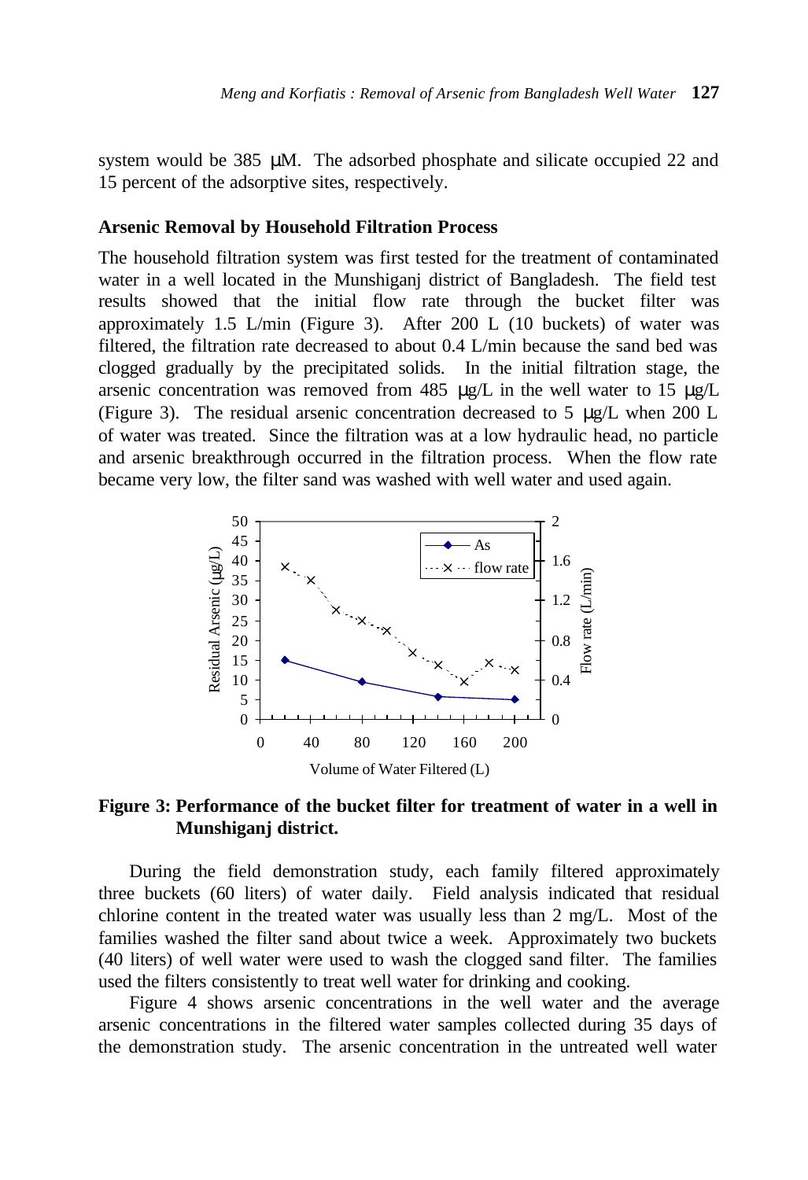system would be 385 μM. The adsorbed phosphate and silicate occupied 22 and 15 percent of the adsorptive sites, respectively.

### Arsenic Removal by Household Filtration Process

The household filtration system was first tested for the treatment of contaminated water in a well located in the Munshiganj district of Bangladesh. The field test results showed that the initial flow rate through the bucket filter was approximately 1.5 L/min (Figure 3). After 200 L (10 buckets) of water was filtered, the filtration rate decreased to about 0.4 L/min because the sand bed was clogged gradually by the precipitated solids. In the initial filtration stage, the arsenic concentration was removed from 485 μg/L in the well water to 15 μg/L (Figure 3). The residual arsenic concentration decreased to 5 μg/L when 200 L of water was treated. Since the filtration was at a low hydraulic head, no particle and arsenic breakthrough occurred in the filtration process. When the flow rate became very low, the filter sand was washed with well water and used again.

**Figure 3: Performance of the bucket filter for treatment of water in a well in Munshiganj district.**

During the field demonstration study, each family filtered approximately three buckets (60 liters) of water daily. Field analysis indicated that residual chlorine content in the treated water was usually less than 2 mg/L. Most of the families washed the filter sand about twice a week. Approximately two buckets (40 liters) of well water were used to wash the clogged sand filter. The families used the filters consistently to treat well water for drinking and cooking.

Figure 4 shows arsenic concentrations in the well water and the average arsenic concentrations in the filtered water samples collected during 35 days of the demonstration study. The arsenic concentration in the untreated well water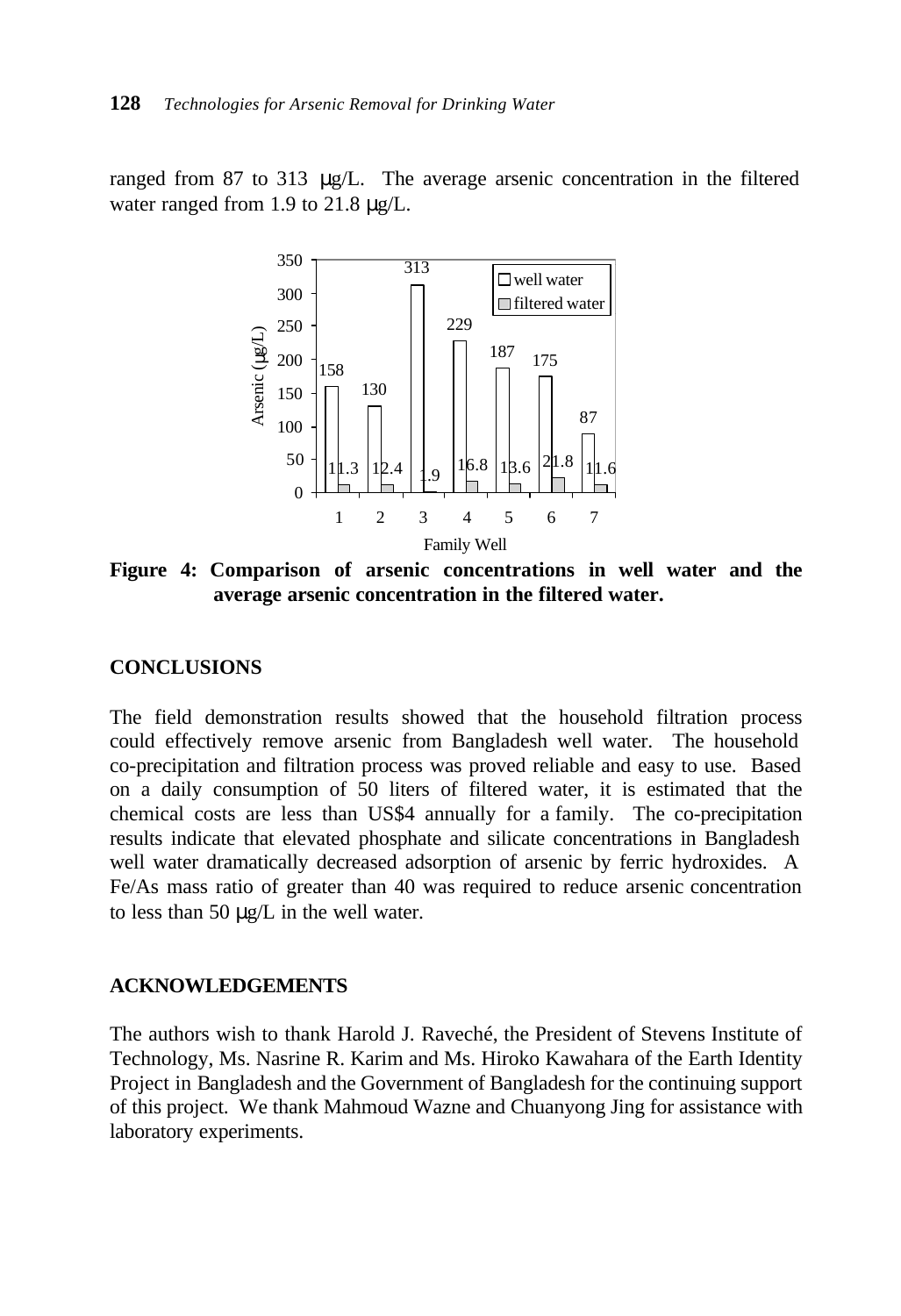ranged from 87 to 313 μg/L. The average arsenic concentration in the filtered water ranged from 1.9 to 21.8 μg/L.

| Family Well | Well water (μg/L) | Filtered water (μg/L) |
|---|---|---|
| 1 | 158 | 11.3 |
| 2 | 130 | 12.4 |
| 3 | 313 | 1.9 |
| 4 | 229 | 16.8 |
| 5 | 187 | 13.6 |
| 6 | 175 | 21.8 |
| 7 | 87 | 11.6 |

**Figure 4: Comparison of arsenic concentrations in well water and the average arsenic concentration in the filtered water.**

## CONCLUSIONS

The field demonstration results showed that the household filtration process could effectively remove arsenic from Bangladesh well water. The household co-precipitation and filtration process was proved reliable and easy to use. Based on a daily consumption of 50 liters of filtered water, it is estimated that the chemical costs are less than US$4 annually for a family. The co-precipitation results indicate that elevated phosphate and silicate concentrations in Bangladesh well water dramatically decreased adsorption of arsenic by ferric hydroxides. A Fe/As mass ratio of greater than 40 was required to reduce arsenic concentration to less than 50 μg/L in the well water.

## ACKNOWLEDGEMENTS

The authors wish to thank Harold J. Raveché, the President of Stevens Institute of Technology, Ms. Nasrine R. Karim and Ms. Hiroko Kawahara of the Earth Identity Project in Bangladesh and the Government of Bangladesh for the continuing support of this project. We thank Mahmoud Wazne and Chuanyong Jing for assistance with laboratory experiments.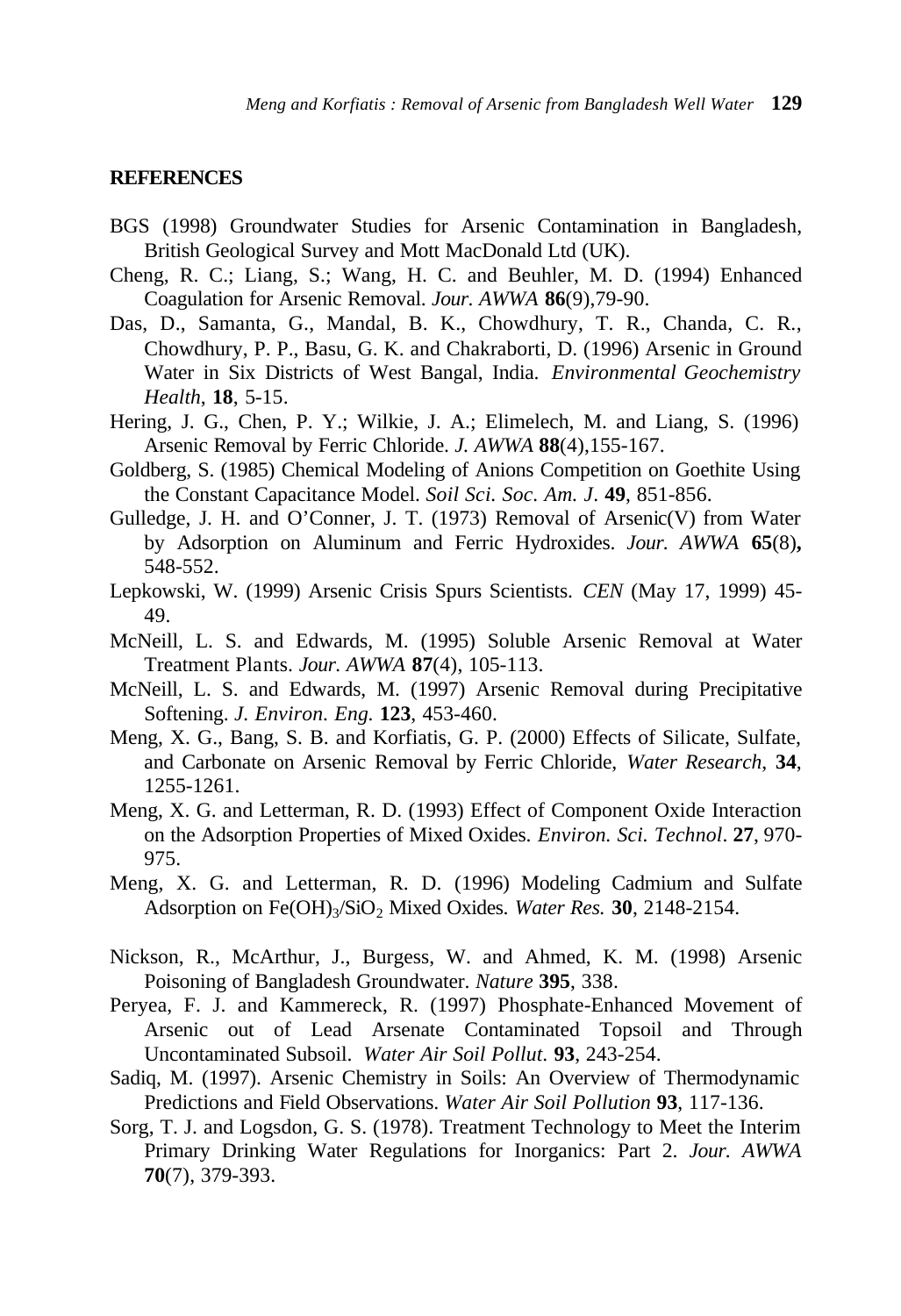## REFERENCES

BGS (1998) Groundwater Studies for Arsenic Contamination in Bangladesh, British Geological Survey and Mott MacDonald Ltd (UK).

Cheng, R. C.; Liang, S.; Wang, H. C. and Beuhler, M. D. (1994) Enhanced Coagulation for Arsenic Removal. *Jour. AWWA* **86**(9),79-90.

Das, D., Samanta, G., Mandal, B. K., Chowdhury, T. R., Chanda, C. R., Chowdhury, P. P., Basu, G. K. and Chakraborti, D. (1996) Arsenic in Ground Water in Six Districts of West Bangal, India. *Environmental Geochemistry Health*, **18**, 5-15.

Hering, J. G., Chen, P. Y.; Wilkie, J. A.; Elimelech, M. and Liang, S. (1996) Arsenic Removal by Ferric Chloride. *J. AWWA* **88**(4),155-167.

Goldberg, S. (1985) Chemical Modeling of Anions Competition on Goethite Using the Constant Capacitance Model. *Soil Sci. Soc. Am. J.* **49**, 851-856.

Gulledge, J. H. and O'Conner, J. T. (1973) Removal of Arsenic(V) from Water by Adsorption on Aluminum and Ferric Hydroxides. *Jour. AWWA* **65**(8)**,** 548-552.

Lepkowski, W. (1999) Arsenic Crisis Spurs Scientists. *CEN* (May 17, 1999) 45-49.

McNeill, L. S. and Edwards, M. (1995) Soluble Arsenic Removal at Water Treatment Plants. *Jour. AWWA* **87**(4), 105-113.

McNeill, L. S. and Edwards, M. (1997) Arsenic Removal during Precipitative Softening. *J. Environ. Eng.* **123**, 453-460.

Meng, X. G., Bang, S. B. and Korfiatis, G. P. (2000) Effects of Silicate, Sulfate, and Carbonate on Arsenic Removal by Ferric Chloride, *Water Research*, **34**, 1255-1261.

Meng, X. G. and Letterman, R. D. (1993) Effect of Component Oxide Interaction on the Adsorption Properties of Mixed Oxides. *Environ. Sci. Technol*. **27**, 970-975.

Meng, X. G. and Letterman, R. D. (1996) Modeling Cadmium and Sulfate Adsorption on $Fe(OH)_3/SiO_2$ Mixed Oxides. *Water Res.* **30**, 2148-2154.

Nickson, R., McArthur, J., Burgess, W. and Ahmed, K. M. (1998) Arsenic Poisoning of Bangladesh Groundwater. *Nature* **395**, 338.

Peryea, F. J. and Kammereck, R. (1997) Phosphate-Enhanced Movement of Arsenic out of Lead Arsenate Contaminated Topsoil and Through Uncontaminated Subsoil. *Water Air Soil Pollut.* **93**, 243-254.

Sadiq, M. (1997). Arsenic Chemistry in Soils: An Overview of Thermodynamic Predictions and Field Observations. *Water Air Soil Pollution* **93**, 117-136.

Sorg, T. J. and Logsdon, G. S. (1978). Treatment Technology to Meet the Interim Primary Drinking Water Regulations for Inorganics: Part 2. *Jour. AWWA* **70**(7), 379-393.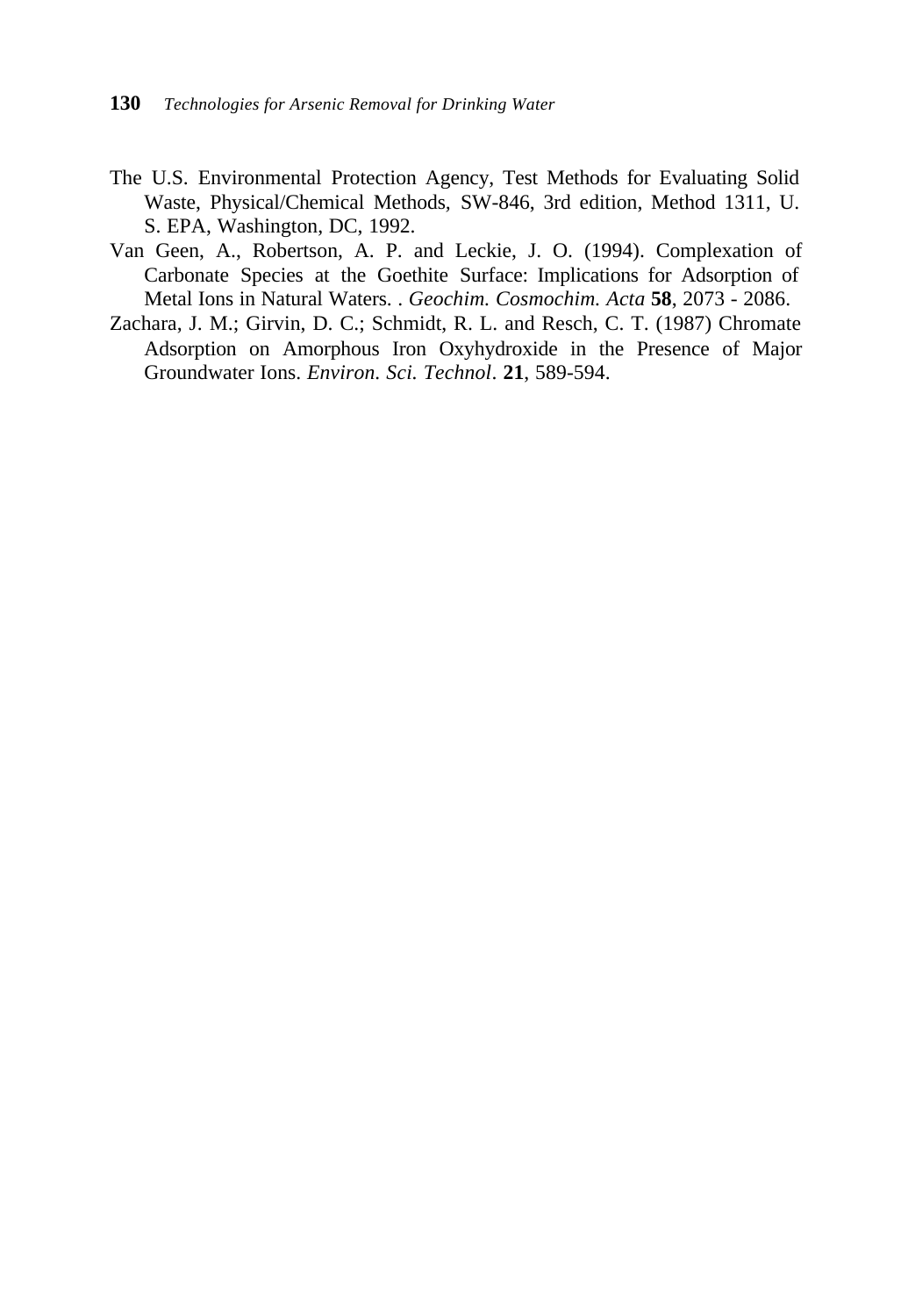The U.S. Environmental Protection Agency, Test Methods for Evaluating Solid Waste, Physical/Chemical Methods, SW-846, 3rd edition, Method 1311, U. S. EPA, Washington, DC, 1992.

Van Geen, A., Robertson, A. P. and Leckie, J. O. (1994). Complexation of Carbonate Species at the Goethite Surface: Implications for Adsorption of Metal Ions in Natural Waters. . *Geochim. Cosmochim. Acta* **58**, 2073 - 2086.

Zachara, J. M.; Girvin, D. C.; Schmidt, R. L. and Resch, C. T. (1987) Chromate Adsorption on Amorphous Iron Oxyhydroxide in the Presence of Major Groundwater Ions. *Environ. Sci. Technol*. **21**, 589-594.